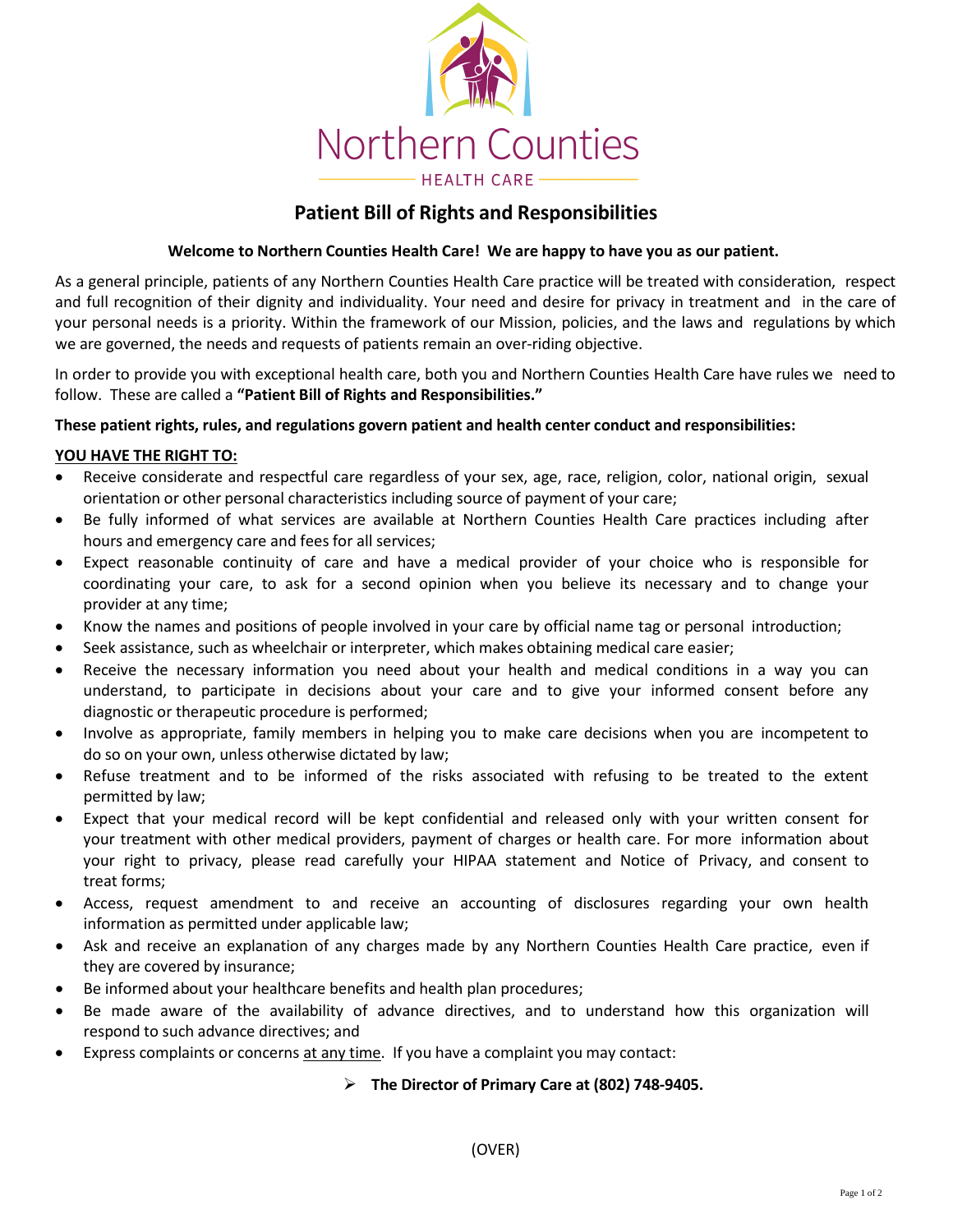Northern Counties

HEALTH CARE

# Patient Bill of Rights and Responsibilities

**Welcome to Northern Counties Health Care! We are happy to have you as our patient.**

As a general principle, patients of any Northern Counties Health Care practice will be treated with consideration, respect and full recognition of their dignity and individuality. Your need and desire for privacy in treatment and in the care of your personal needs is a priority. Within the framework of our Mission, policies, and the laws and regulations by which we are governed, the needs and requests of patients remain an over-riding objective.

In order to provide you with exceptional health care, both you and Northern Counties Health Care have rules we need to follow. These are called a **"Patient Bill of Rights and Responsibilities."**

**These patient rights, rules, and regulations govern patient and health center conduct and responsibilities:**

**<u>YOU HAVE THE RIGHT TO:</u>**

- Receive considerate and respectful care regardless of your sex, age, race, religion, color, national origin, sexual orientation or other personal characteristics including source of payment of your care;
- Be fully informed of what services are available at Northern Counties Health Care practices including after hours and emergency care and fees for all services;
- Expect reasonable continuity of care and have a medical provider of your choice who is responsible for coordinating your care, to ask for a second opinion when you believe its necessary and to change your provider at any time;
- Know the names and positions of people involved in your care by official name tag or personal introduction;
- Seek assistance, such as wheelchair or interpreter, which makes obtaining medical care easier;
- Receive the necessary information you need about your health and medical conditions in a way you can understand, to participate in decisions about your care and to give your informed consent before any diagnostic or therapeutic procedure is performed;
- Involve as appropriate, family members in helping you to make care decisions when you are incompetent to do so on your own, unless otherwise dictated by law;
- Refuse treatment and to be informed of the risks associated with refusing to be treated to the extent permitted by law;
- Expect that your medical record will be kept confidential and released only with your written consent for your treatment with other medical providers, payment of charges or health care. For more information about your right to privacy, please read carefully your HIPAA statement and Notice of Privacy, and consent to treat forms;
- Access, request amendment to and receive an accounting of disclosures regarding your own health information as permitted under applicable law;
- Ask and receive an explanation of any charges made by any Northern Counties Health Care practice, even if they are covered by insurance;
- Be informed about your healthcare benefits and health plan procedures;
- Be made aware of the availability of advance directives, and to understand how this organization will respond to such advance directives; and
- Express complaints or concerns <u>at any time</u>. If you have a complaint you may contact:
  - **The Director of Primary Care at (802) 748-9405.**

(OVER)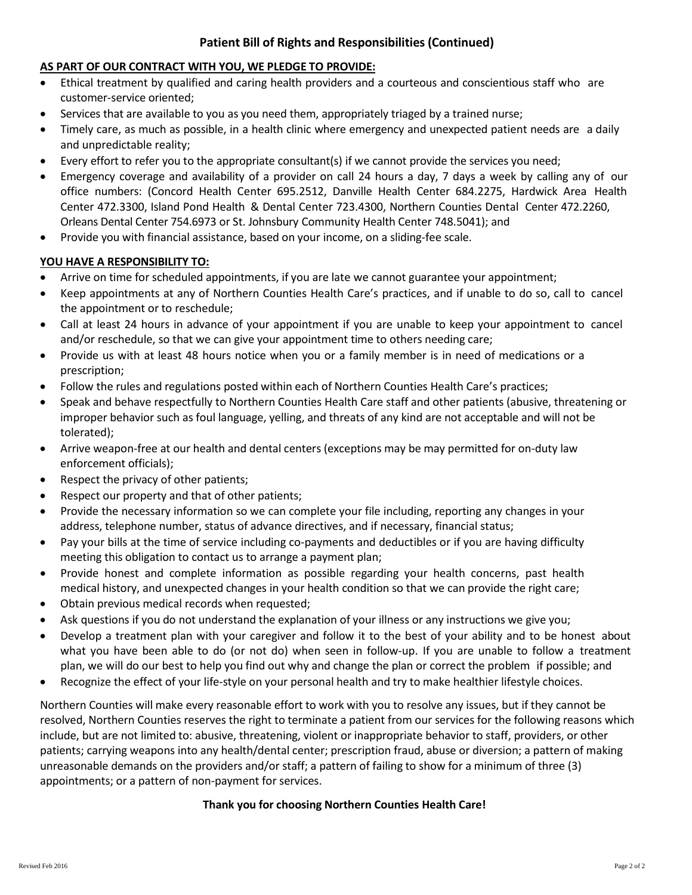## Patient Bill of Rights and Responsibilities (Continued)

**AS PART OF OUR CONTRACT WITH YOU, WE PLEDGE TO PROVIDE:**

- Ethical treatment by qualified and caring health providers and a courteous and conscientious staff who are customer-service oriented;
- Services that are available to you as you need them, appropriately triaged by a trained nurse;
- Timely care, as much as possible, in a health clinic where emergency and unexpected patient needs are a daily and unpredictable reality;
- Every effort to refer you to the appropriate consultant(s) if we cannot provide the services you need;
- Emergency coverage and availability of a provider on call 24 hours a day, 7 days a week by calling any of our office numbers: (Concord Health Center 695.2512, Danville Health Center 684.2275, Hardwick Area Health Center 472.3300, Island Pond Health & Dental Center 723.4300, Northern Counties Dental Center 472.2260, Orleans Dental Center 754.6973 or St. Johnsbury Community Health Center 748.5041); and
- Provide you with financial assistance, based on your income, on a sliding-fee scale.

**YOU HAVE A RESPONSIBILITY TO:**

- Arrive on time for scheduled appointments, if you are late we cannot guarantee your appointment;
- Keep appointments at any of Northern Counties Health Care's practices, and if unable to do so, call to cancel the appointment or to reschedule;
- Call at least 24 hours in advance of your appointment if you are unable to keep your appointment to cancel and/or reschedule, so that we can give your appointment time to others needing care;
- Provide us with at least 48 hours notice when you or a family member is in need of medications or a prescription;
- Follow the rules and regulations posted within each of Northern Counties Health Care's practices;
- Speak and behave respectfully to Northern Counties Health Care staff and other patients (abusive, threatening or improper behavior such as foul language, yelling, and threats of any kind are not acceptable and will not be tolerated);
- Arrive weapon-free at our health and dental centers (exceptions may be may permitted for on-duty law enforcement officials);
- Respect the privacy of other patients;
- Respect our property and that of other patients;
- Provide the necessary information so we can complete your file including, reporting any changes in your address, telephone number, status of advance directives, and if necessary, financial status;
- Pay your bills at the time of service including co-payments and deductibles or if you are having difficulty meeting this obligation to contact us to arrange a payment plan;
- Provide honest and complete information as possible regarding your health concerns, past health medical history, and unexpected changes in your health condition so that we can provide the right care;
- Obtain previous medical records when requested;
- Ask questions if you do not understand the explanation of your illness or any instructions we give you;
- Develop a treatment plan with your caregiver and follow it to the best of your ability and to be honest about what you have been able to do (or not do) when seen in follow-up. If you are unable to follow a treatment plan, we will do our best to help you find out why and change the plan or correct the problem if possible; and
- Recognize the effect of your life-style on your personal health and try to make healthier lifestyle choices.

Northern Counties will make every reasonable effort to work with you to resolve any issues, but if they cannot be resolved, Northern Counties reserves the right to terminate a patient from our services for the following reasons which include, but are not limited to: abusive, threatening, violent or inappropriate behavior to staff, providers, or other patients; carrying weapons into any health/dental center; prescription fraud, abuse or diversion; a pattern of making unreasonable demands on the providers and/or staff; a pattern of failing to show for a minimum of three (3) appointments; or a pattern of non-payment for services.

**Thank you for choosing Northern Counties Health Care!**

Revised Feb 2016